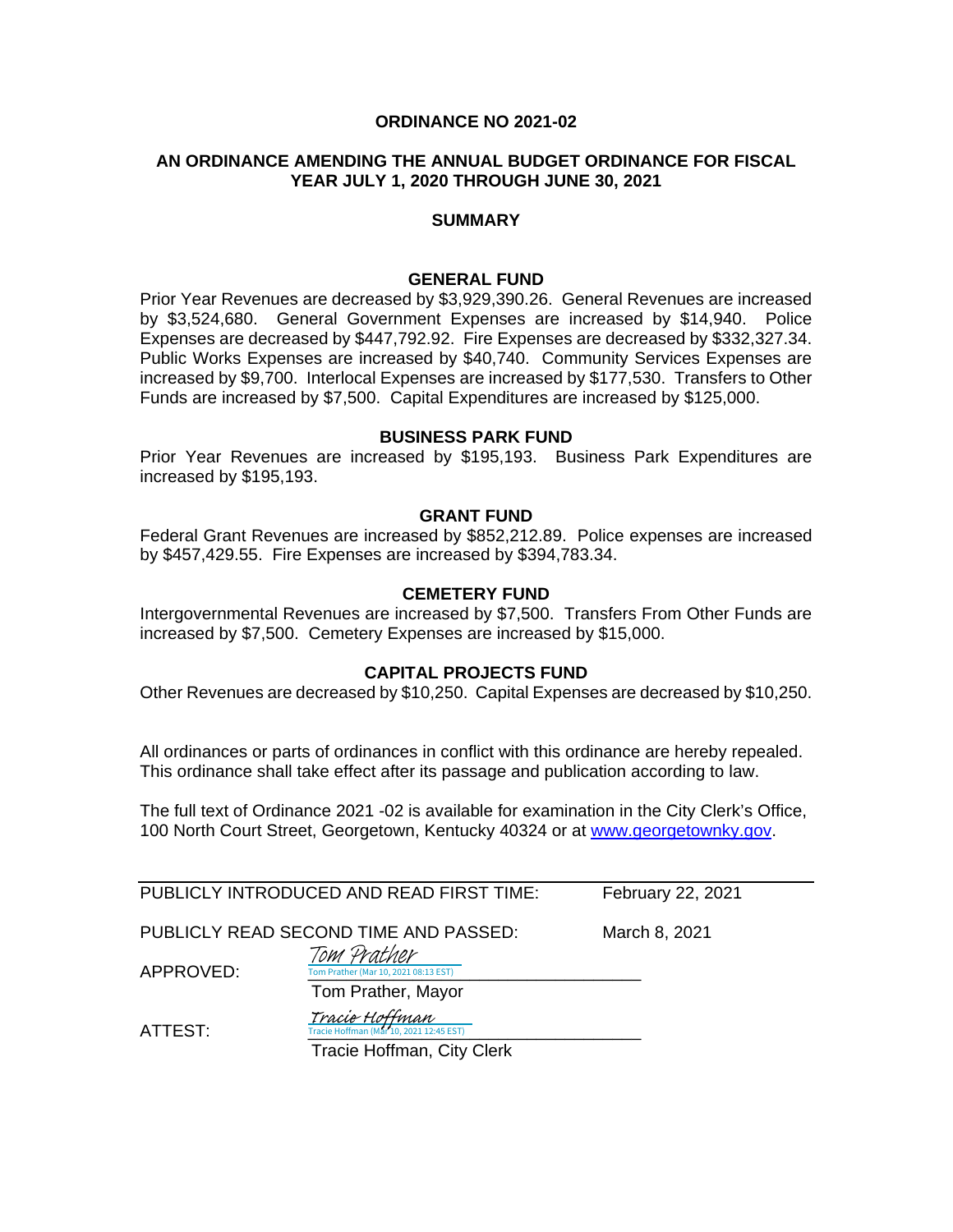**ORDINANCE NO 2021-02**

**AN ORDINANCE AMENDING THE ANNUAL BUDGET ORDINANCE FOR FISCAL YEAR JULY 1, 2020 THROUGH JUNE 30, 2021**

**SUMMARY**

**GENERAL FUND**

Prior Year Revenues are decreased by $3,929,390.26. General Revenues are increased by $3,524,680. General Government Expenses are increased by $14,940. Police Expenses are decreased by $447,792.92. Fire Expenses are decreased by $332,327.34. Public Works Expenses are increased by $40,740. Community Services Expenses are increased by $9,700. Interlocal Expenses are increased by $177,530. Transfers to Other Funds are increased by $7,500. Capital Expenditures are increased by $125,000.

**BUSINESS PARK FUND**

Prior Year Revenues are increased by $195,193. Business Park Expenditures are increased by $195,193.

**GRANT FUND**

Federal Grant Revenues are increased by $852,212.89. Police expenses are increased by $457,429.55. Fire Expenses are increased by $394,783.34.

**CEMETERY FUND**

Intergovernmental Revenues are increased by $7,500. Transfers From Other Funds are increased by $7,500. Cemetery Expenses are increased by $15,000.

**CAPITAL PROJECTS FUND**

Other Revenues are decreased by $10,250. Capital Expenses are decreased by $10,250.

All ordinances or parts of ordinances in conflict with this ordinance are hereby repealed. This ordinance shall take effect after its passage and publication according to law.

The full text of Ordinance 2021 -02 is available for examination in the City Clerk's Office, 100 North Court Street, Georgetown, Kentucky 40324 or at www.georgetownky.gov.

PUBLICLY INTRODUCED AND READ FIRST TIME: February 22, 2021

PUBLICLY READ SECOND TIME AND PASSED: March 8, 2021

APPROVED: *Tom Prather*
Tom Prather (Mar 10, 2021 08:13 EST)
Tom Prather, Mayor

ATTEST: *Tracie Hoffman*
Tracie Hoffman (Mar 10, 2021 12:45 EST)
Tracie Hoffman, City Clerk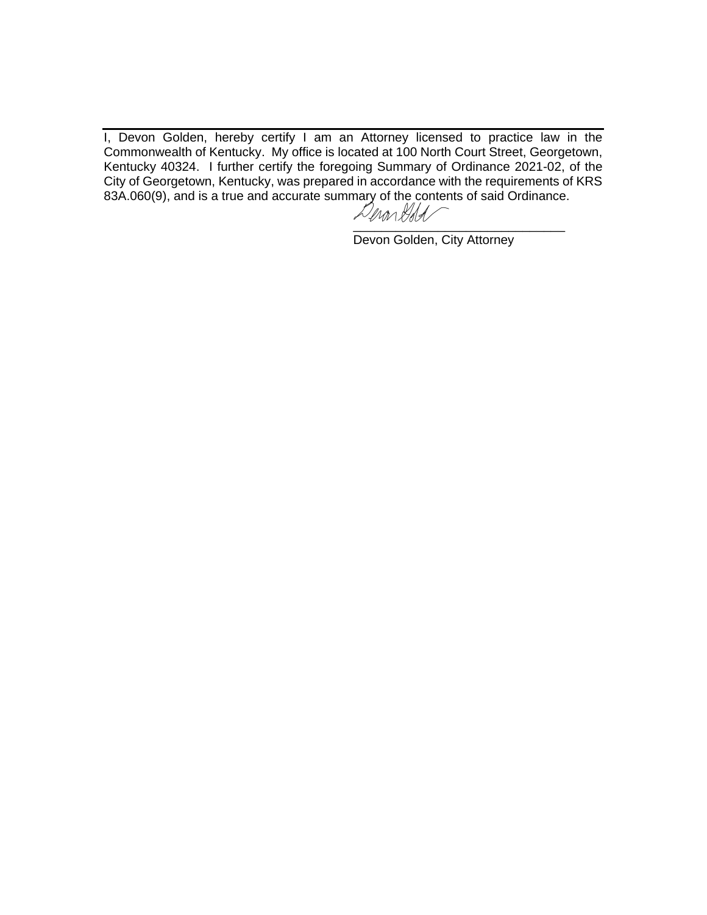---

I, Devon Golden, hereby certify I am an Attorney licensed to practice law in the Commonwealth of Kentucky. My office is located at 100 North Court Street, Georgetown, Kentucky 40324. I further certify the foregoing Summary of Ordinance 2021-02, of the City of Georgetown, Kentucky, was prepared in accordance with the requirements of KRS 83A.060(9), and is a true and accurate summary of the contents of said Ordinance.

Devon Golden

\_\_\_\_\_\_\_\_\_\_\_\_\_\_\_\_\_\_\_\_\_\_\_\_\_\_\_\_\_\_\_\_

Devon Golden, City Attorney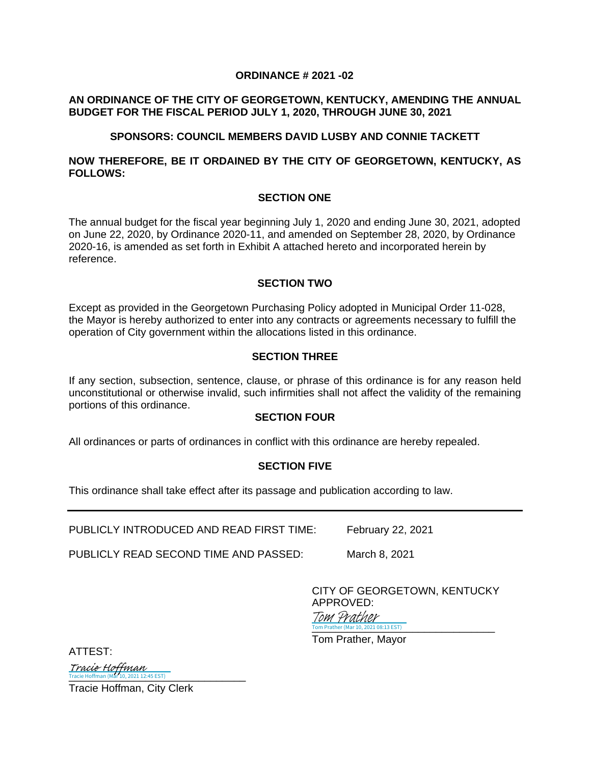**ORDINANCE # 2021 -02**

**AN ORDINANCE OF THE CITY OF GEORGETOWN, KENTUCKY, AMENDING THE ANNUAL BUDGET FOR THE FISCAL PERIOD JULY 1, 2020, THROUGH JUNE 30, 2021**

**SPONSORS: COUNCIL MEMBERS DAVID LUSBY AND CONNIE TACKETT**

**NOW THEREFORE, BE IT ORDAINED BY THE CITY OF GEORGETOWN, KENTUCKY, AS FOLLOWS:**

**SECTION ONE**

The annual budget for the fiscal year beginning July 1, 2020 and ending June 30, 2021, adopted on June 22, 2020, by Ordinance 2020-11, and amended on September 28, 2020, by Ordinance 2020-16, is amended as set forth in Exhibit A attached hereto and incorporated herein by reference.

**SECTION TWO**

Except as provided in the Georgetown Purchasing Policy adopted in Municipal Order 11-028, the Mayor is hereby authorized to enter into any contracts or agreements necessary to fulfill the operation of City government within the allocations listed in this ordinance.

**SECTION THREE**

If any section, subsection, sentence, clause, or phrase of this ordinance is for any reason held unconstitutional or otherwise invalid, such infirmities shall not affect the validity of the remaining portions of this ordinance.

**SECTION FOUR**

All ordinances or parts of ordinances in conflict with this ordinance are hereby repealed.

**SECTION FIVE**

This ordinance shall take effect after its passage and publication according to law.

---

PUBLICLY INTRODUCED AND READ FIRST TIME: February 22, 2021

PUBLICLY READ SECOND TIME AND PASSED: March 8, 2021

CITY OF GEORGETOWN, KENTUCKY
APPROVED:

Tom Prather
Tom Prather (Mar 10, 2021 08:13 EST)

Tom Prather, Mayor

ATTEST:

Tracie Hoffman
Tracie Hoffman (Mar 10, 2021 12:45 EST)

Tracie Hoffman, City Clerk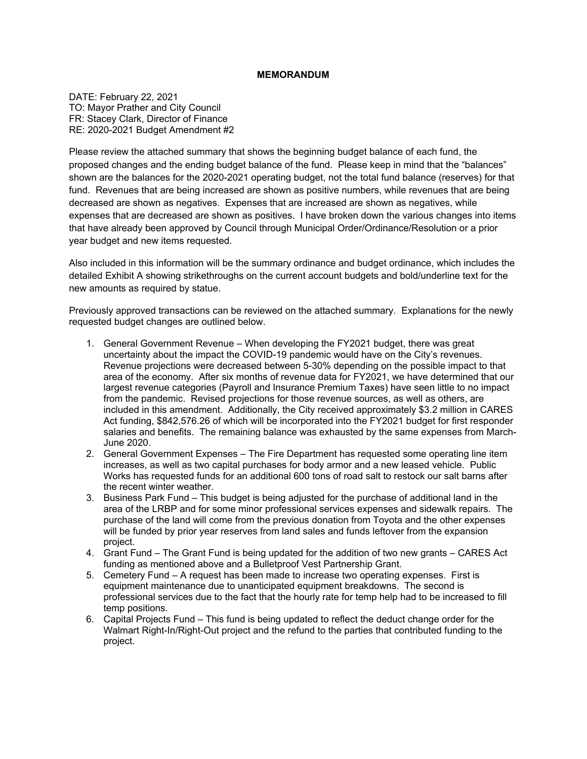**MEMORANDUM**

DATE: February 22, 2021
TO: Mayor Prather and City Council
FR: Stacey Clark, Director of Finance
RE: 2020-2021 Budget Amendment #2

Please review the attached summary that shows the beginning budget balance of each fund, the proposed changes and the ending budget balance of the fund. Please keep in mind that the "balances" shown are the balances for the 2020-2021 operating budget, not the total fund balance (reserves) for that fund. Revenues that are being increased are shown as positive numbers, while revenues that are being decreased are shown as negatives. Expenses that are increased are shown as negatives, while expenses that are decreased are shown as positives. I have broken down the various changes into items that have already been approved by Council through Municipal Order/Ordinance/Resolution or a prior year budget and new items requested.

Also included in this information will be the summary ordinance and budget ordinance, which includes the detailed Exhibit A showing strikethroughs on the current account budgets and bold/underline text for the new amounts as required by statue.

Previously approved transactions can be reviewed on the attached summary. Explanations for the newly requested budget changes are outlined below.

1. General Government Revenue – When developing the FY2021 budget, there was great uncertainty about the impact the COVID-19 pandemic would have on the City's revenues. Revenue projections were decreased between 5-30% depending on the possible impact to that area of the economy. After six months of revenue data for FY2021, we have determined that our largest revenue categories (Payroll and Insurance Premium Taxes) have seen little to no impact from the pandemic. Revised projections for those revenue sources, as well as others, are included in this amendment. Additionally, the City received approximately $3.2 million in CARES Act funding, $842,576.26 of which will be incorporated into the FY2021 budget for first responder salaries and benefits. The remaining balance was exhausted by the same expenses from March-June 2020.
2. General Government Expenses – The Fire Department has requested some operating line item increases, as well as two capital purchases for body armor and a new leased vehicle. Public Works has requested funds for an additional 600 tons of road salt to restock our salt barns after the recent winter weather.
3. Business Park Fund – This budget is being adjusted for the purchase of additional land in the area of the LRBP and for some minor professional services expenses and sidewalk repairs. The purchase of the land will come from the previous donation from Toyota and the other expenses will be funded by prior year reserves from land sales and funds leftover from the expansion project.
4. Grant Fund – The Grant Fund is being updated for the addition of two new grants – CARES Act funding as mentioned above and a Bulletproof Vest Partnership Grant.
5. Cemetery Fund – A request has been made to increase two operating expenses. First is equipment maintenance due to unanticipated equipment breakdowns. The second is professional services due to the fact that the hourly rate for temp help had to be increased to fill temp positions.
6. Capital Projects Fund – This fund is being updated to reflect the deduct change order for the Walmart Right-In/Right-Out project and the refund to the parties that contributed funding to the project.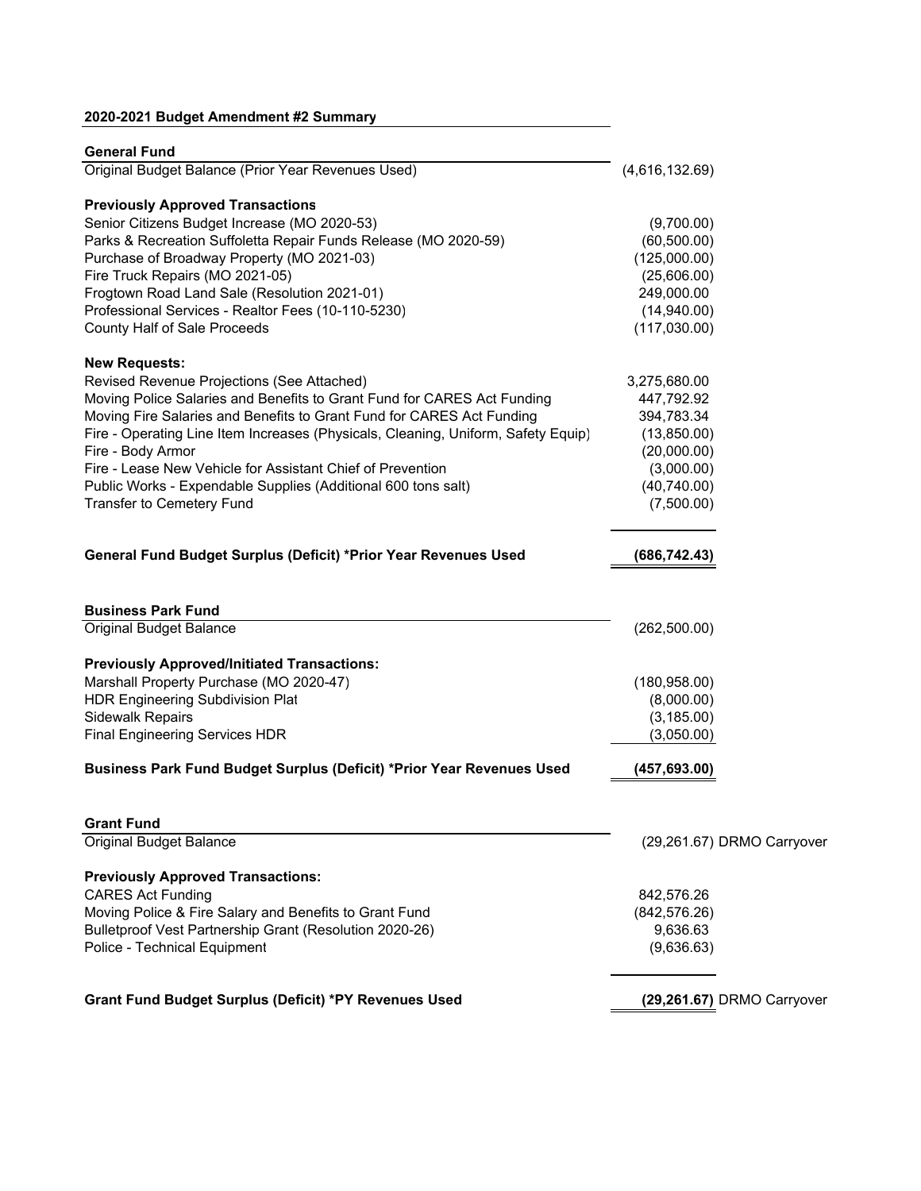## 2020-2021 Budget Amendment #2 Summary

### General Fund

| Description | Amount |
|---|---|
| Original Budget Balance (Prior Year Revenues Used) | (4,616,132.69) |
| **Previously Approved Transactions** | |
| Senior Citizens Budget Increase (MO 2020-53) | (9,700.00) |
| Parks & Recreation Suffoletta Repair Funds Release (MO 2020-59) | (60,500.00) |
| Purchase of Broadway Property (MO 2021-03) | (125,000.00) |
| Fire Truck Repairs (MO 2021-05) | (25,606.00) |
| Frogtown Road Land Sale (Resolution 2021-01) | 249,000.00 |
| Professional Services - Realtor Fees (10-110-5230) | (14,940.00) |
| County Half of Sale Proceeds | (117,030.00) |
| **New Requests:** | |
| Revised Revenue Projections (See Attached) | 3,275,680.00 |
| Moving Police Salaries and Benefits to Grant Fund for CARES Act Funding | 447,792.92 |
| Moving Fire Salaries and Benefits to Grant Fund for CARES Act Funding | 394,783.34 |
| Fire - Operating Line Item Increases (Physicals, Cleaning, Uniform, Safety Equip) | (13,850.00) |
| Fire - Body Armor | (20,000.00) |
| Fire - Lease New Vehicle for Assistant Chief of Prevention | (3,000.00) |
| Public Works - Expendable Supplies (Additional 600 tons salt) | (40,740.00) |
| Transfer to Cemetery Fund | (7,500.00) |
| **General Fund Budget Surplus (Deficit) *Prior Year Revenues Used** | **(686,742.43)** |

### Business Park Fund

| Description | Amount |
|---|---|
| Original Budget Balance | (262,500.00) |
| **Previously Approved/Initiated Transactions:** | |
| Marshall Property Purchase (MO 2020-47) | (180,958.00) |
| HDR Engineering Subdivision Plat | (8,000.00) |
| Sidewalk Repairs | (3,185.00) |
| Final Engineering Services HDR | (3,050.00) |
| **Business Park Fund Budget Surplus (Deficit) *Prior Year Revenues Used** | **(457,693.00)** |

### Grant Fund

| Description | Amount | |
|---|---|---|
| Original Budget Balance | (29,261.67) | DRMO Carryover |
| **Previously Approved Transactions:** | | |
| CARES Act Funding | 842,576.26 | |
| Moving Police & Fire Salary and Benefits to Grant Fund | (842,576.26) | |
| Bulletproof Vest Partnership Grant (Resolution 2020-26) | 9,636.63 | |
| Police - Technical Equipment | (9,636.63) | |
| **Grant Fund Budget Surplus (Deficit) *PY Revenues Used** | **(29,261.67)** | DRMO Carryover |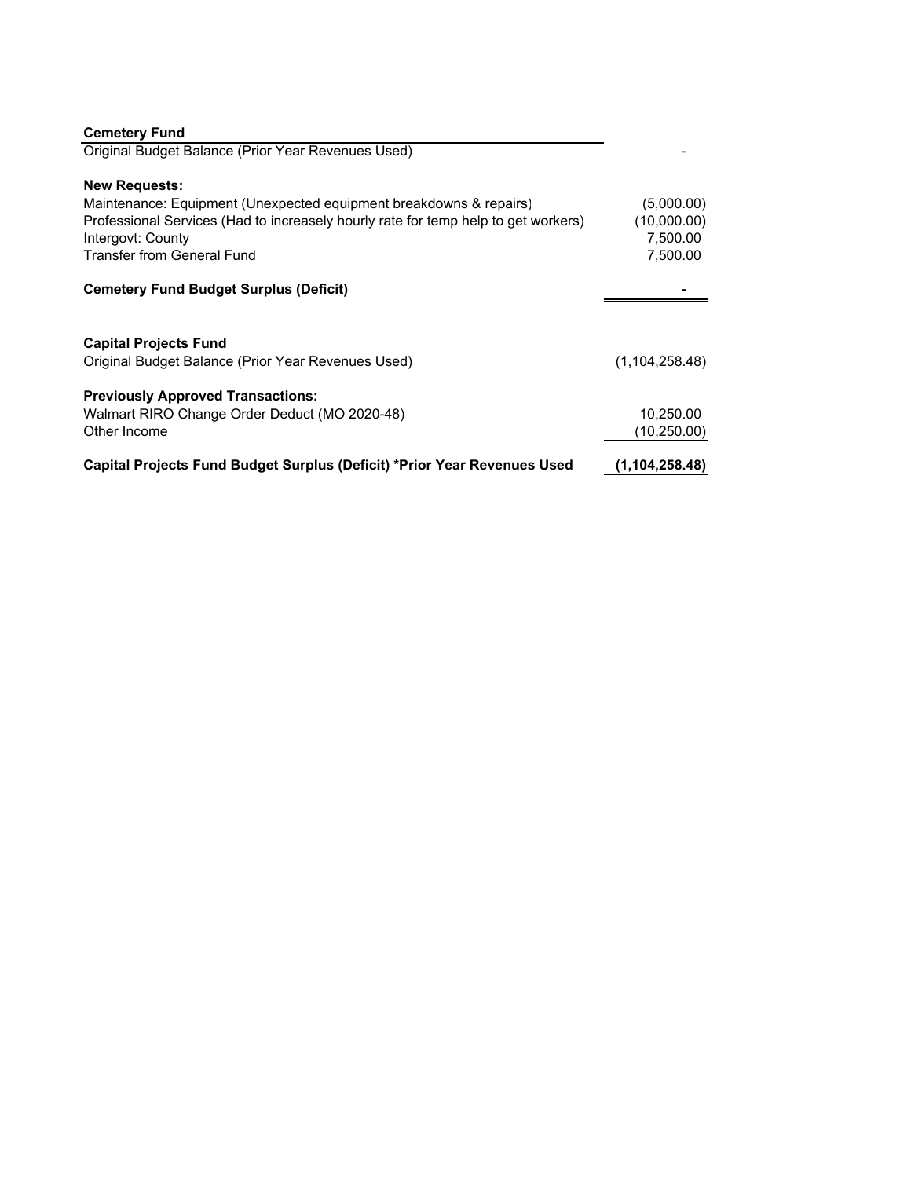| **Cemetery Fund** | |
|---|---|
| Original Budget Balance (Prior Year Revenues Used) | - |
| | |
| **New Requests:** | |
| Maintenance: Equipment (Unexpected equipment breakdowns & repairs) | (5,000.00) |
| Professional Services (Had to increasely hourly rate for temp help to get workers) | (10,000.00) |
| Intergovt: County | 7,500.00 |
| Transfer from General Fund | 7,500.00 |
| | |
| **Cemetery Fund Budget Surplus (Deficit)** | **-** |

| **Capital Projects Fund** | |
|---|---|
| Original Budget Balance (Prior Year Revenues Used) | (1,104,258.48) |
| | |
| **Previously Approved Transactions:** | |
| Walmart RIRO Change Order Deduct (MO 2020-48) | 10,250.00 |
| Other Income | (10,250.00) |
| | |
| **Capital Projects Fund Budget Surplus (Deficit) *Prior Year Revenues Used** | **(1,104,258.48)** |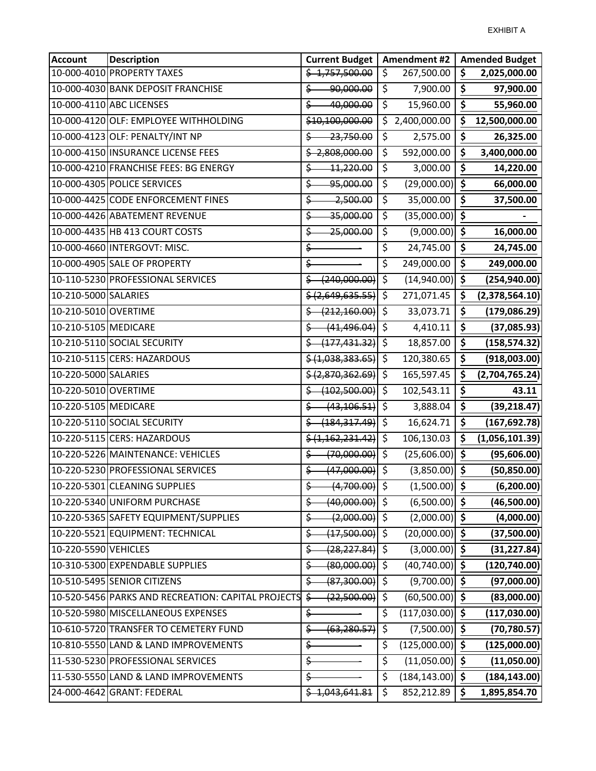EXHIBIT A

| Account | Description | Current Budget | Amendment #2 | Amended Budget |
|---|---|---|---|---|
| 10-000-4010 | PROPERTY TAXES | ~~$ 1,757,500.00~~ | $ 267,500.00 | **$ 2,025,000.00** |
| 10-000-4030 | BANK DEPOSIT FRANCHISE | ~~$ 90,000.00~~ | $ 7,900.00 | **$ 97,900.00** |
| 10-000-4110 | ABC LICENSES | ~~$ 40,000.00~~ | $ 15,960.00 | **$ 55,960.00** |
| 10-000-4120 | OLF: EMPLOYEE WITHHOLDING | ~~$10,100,000.00~~ | $ 2,400,000.00 | **$ 12,500,000.00** |
| 10-000-4123 | OLF: PENALTY/INT NP | ~~$ 23,750.00~~ | $ 2,575.00 | **$ 26,325.00** |
| 10-000-4150 | INSURANCE LICENSE FEES | ~~$ 2,808,000.00~~ | $ 592,000.00 | **$ 3,400,000.00** |
| 10-000-4210 | FRANCHISE FEES: BG ENERGY | ~~$ 11,220.00~~ | $ 3,000.00 | **$ 14,220.00** |
| 10-000-4305 | POLICE SERVICES | ~~$ 95,000.00~~ | $ (29,000.00) | **$ 66,000.00** |
| 10-000-4425 | CODE ENFORCEMENT FINES | ~~$ 2,500.00~~ | $ 35,000.00 | **$ 37,500.00** |
| 10-000-4426 | ABATEMENT REVENUE | ~~$ 35,000.00~~ | $ (35,000.00) | **$ -** |
| 10-000-4435 | HB 413 COURT COSTS | ~~$ 25,000.00~~ | $ (9,000.00) | **$ 16,000.00** |
| 10-000-4660 | INTERGOVT: MISC. | ~~$ -~~ | $ 24,745.00 | **$ 24,745.00** |
| 10-000-4905 | SALE OF PROPERTY | ~~$ -~~ | $ 249,000.00 | **$ 249,000.00** |
| 10-110-5230 | PROFESSIONAL SERVICES | ~~$ (240,000.00)~~ | $ (14,940.00) | **$ (254,940.00)** |
| 10-210-5000 | SALARIES | ~~$ (2,649,635.55)~~ | $ 271,071.45 | **$ (2,378,564.10)** |
| 10-210-5010 | OVERTIME | ~~$ (212,160.00)~~ | $ 33,073.71 | **$ (179,086.29)** |
| 10-210-5105 | MEDICARE | ~~$ (41,496.04)~~ | $ 4,410.11 | **$ (37,085.93)** |
| 10-210-5110 | SOCIAL SECURITY | ~~$ (177,431.32)~~ | $ 18,857.00 | **$ (158,574.32)** |
| 10-210-5115 | CERS: HAZARDOUS | ~~$ (1,038,383.65)~~ | $ 120,380.65 | **$ (918,003.00)** |
| 10-220-5000 | SALARIES | ~~$ (2,870,362.69)~~ | $ 165,597.45 | **$ (2,704,765.24)** |
| 10-220-5010 | OVERTIME | ~~$ (102,500.00)~~ | $ 102,543.11 | **$ 43.11** |
| 10-220-5105 | MEDICARE | ~~$ (43,106.51)~~ | $ 3,888.04 | **$ (39,218.47)** |
| 10-220-5110 | SOCIAL SECURITY | ~~$ (184,317.49)~~ | $ 16,624.71 | **$ (167,692.78)** |
| 10-220-5115 | CERS: HAZARDOUS | ~~$ (1,162,231.42)~~ | $ 106,130.03 | **$ (1,056,101.39)** |
| 10-220-5226 | MAINTENANCE: VEHICLES | ~~$ (70,000.00)~~ | $ (25,606.00) | **$ (95,606.00)** |
| 10-220-5230 | PROFESSIONAL SERVICES | ~~$ (47,000.00)~~ | $ (3,850.00) | **$ (50,850.00)** |
| 10-220-5301 | CLEANING SUPPLIES | ~~$ (4,700.00)~~ | $ (1,500.00) | **$ (6,200.00)** |
| 10-220-5340 | UNIFORM PURCHASE | ~~$ (40,000.00)~~ | $ (6,500.00) | **$ (46,500.00)** |
| 10-220-5365 | SAFETY EQUIPMENT/SUPPLIES | ~~$ (2,000.00)~~ | $ (2,000.00) | **$ (4,000.00)** |
| 10-220-5521 | EQUIPMENT: TECHNICAL | ~~$ (17,500.00)~~ | $ (20,000.00) | **$ (37,500.00)** |
| 10-220-5590 | VEHICLES | ~~$ (28,227.84)~~ | $ (3,000.00) | **$ (31,227.84)** |
| 10-310-5300 | EXPENDABLE SUPPLIES | ~~$ (80,000.00)~~ | $ (40,740.00) | **$ (120,740.00)** |
| 10-510-5495 | SENIOR CITIZENS | ~~$ (87,300.00)~~ | $ (9,700.00) | **$ (97,000.00)** |
| 10-520-5456 | PARKS AND RECREATION: CAPITAL PROJECTS | ~~$ (22,500.00)~~ | $ (60,500.00) | **$ (83,000.00)** |
| 10-520-5980 | MISCELLANEOUS EXPENSES | ~~$ -~~ | $ (117,030.00) | **$ (117,030.00)** |
| 10-610-5720 | TRANSFER TO CEMETERY FUND | ~~$ (63,280.57)~~ | $ (7,500.00) | **$ (70,780.57)** |
| 10-810-5550 | LAND & LAND IMPROVEMENTS | ~~$ -~~ | $ (125,000.00) | **$ (125,000.00)** |
| 11-530-5230 | PROFESSIONAL SERVICES | ~~$ -~~ | $ (11,050.00) | **$ (11,050.00)** |
| 11-530-5550 | LAND & LAND IMPROVEMENTS | ~~$ -~~ | $ (184,143.00) | **$ (184,143.00)** |
| 24-000-4642 | GRANT: FEDERAL | ~~$ 1,043,641.81~~ | $ 852,212.89 | **$ 1,895,854.70** |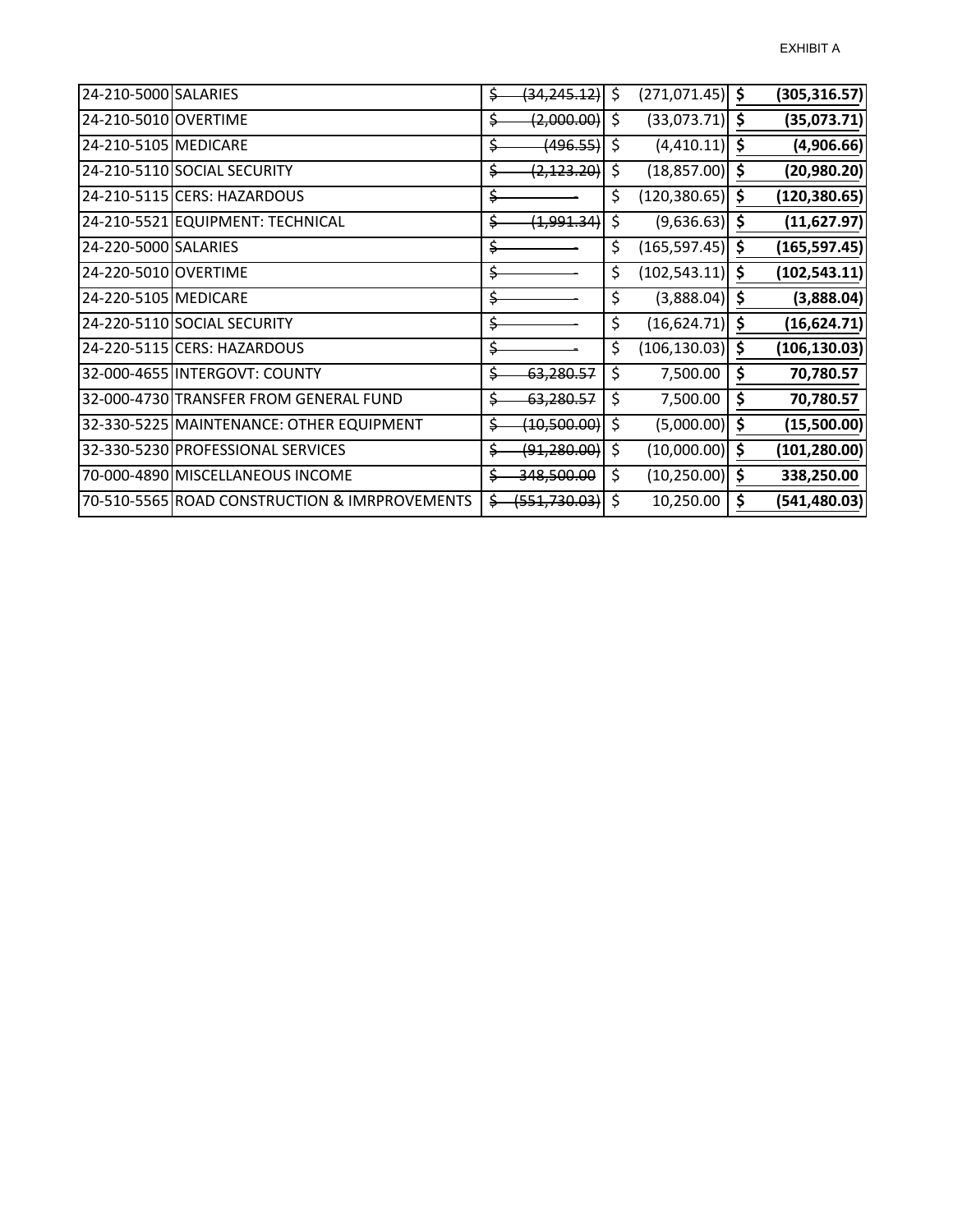EXHIBIT A

| | | | | |
|---|---|---|---|---|
| 24-210-5000 | SALARIES | ~~$ (34,245.12)~~ | $ (271,071.45) | **$ (305,316.57)** |
| 24-210-5010 | OVERTIME | ~~$ (2,000.00)~~ | $ (33,073.71) | **$ (35,073.71)** |
| 24-210-5105 | MEDICARE | ~~$ (496.55)~~ | $ (4,410.11) | **$ (4,906.66)** |
| 24-210-5110 | SOCIAL SECURITY | ~~$ (2,123.20)~~ | $ (18,857.00) | **$ (20,980.20)** |
| 24-210-5115 | CERS: HAZARDOUS | ~~$ -~~ | $ (120,380.65) | **$ (120,380.65)** |
| 24-210-5521 | EQUIPMENT: TECHNICAL | ~~$ (1,991.34)~~ | $ (9,636.63) | **$ (11,627.97)** |
| 24-220-5000 | SALARIES | ~~$ -~~ | $ (165,597.45) | **$ (165,597.45)** |
| 24-220-5010 | OVERTIME | ~~$ -~~ | $ (102,543.11) | **$ (102,543.11)** |
| 24-220-5105 | MEDICARE | ~~$ -~~ | $ (3,888.04) | **$ (3,888.04)** |
| 24-220-5110 | SOCIAL SECURITY | ~~$ -~~ | $ (16,624.71) | **$ (16,624.71)** |
| 24-220-5115 | CERS: HAZARDOUS | ~~$ -~~ | $ (106,130.03) | **$ (106,130.03)** |
| 32-000-4655 | INTERGOVT: COUNTY | ~~$ 63,280.57~~ | $ 7,500.00 | **$ 70,780.57** |
| 32-000-4730 | TRANSFER FROM GENERAL FUND | ~~$ 63,280.57~~ | $ 7,500.00 | **$ 70,780.57** |
| 32-330-5225 | MAINTENANCE: OTHER EQUIPMENT | ~~$ (10,500.00)~~ | $ (5,000.00) | **$ (15,500.00)** |
| 32-330-5230 | PROFESSIONAL SERVICES | ~~$ (91,280.00)~~ | $ (10,000.00) | **$ (101,280.00)** |
| 70-000-4890 | MISCELLANEOUS INCOME | ~~$ 348,500.00~~ | $ (10,250.00) | **$ 338,250.00** |
| 70-510-5565 | ROAD CONSTRUCTION & IMRPROVEMENTS | ~~$ (551,730.03)~~ | $ 10,250.00 | **$ (541,480.03)** |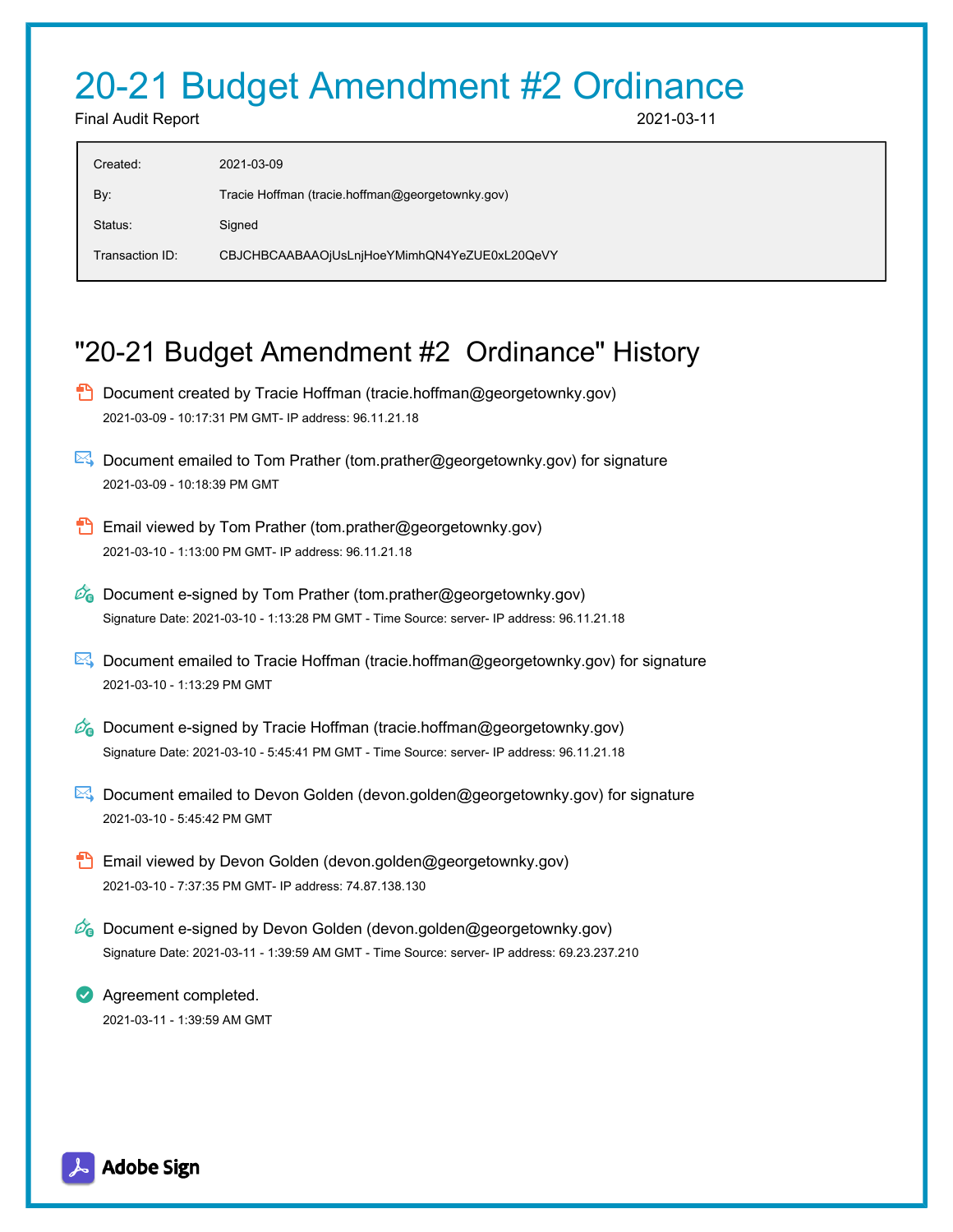# 20-21 Budget Amendment #2 Ordinance

Final Audit Report 2021-03-11

| | |
|---|---|
| Created: | 2021-03-09 |
| By: | Tracie Hoffman (tracie.hoffman@georgetownky.gov) |
| Status: | Signed |
| Transaction ID: | CBJCHBCAABAAOjUsLnjHoeYMimhQN4YeZUE0xL20QeVY |

## "20-21 Budget Amendment #2 Ordinance" History

- Document created by Tracie Hoffman (tracie.hoffman@georgetownky.gov)
  2021-03-09 - 10:17:31 PM GMT- IP address: 96.11.21.18

- Document emailed to Tom Prather (tom.prather@georgetownky.gov) for signature
  2021-03-09 - 10:18:39 PM GMT

- Email viewed by Tom Prather (tom.prather@georgetownky.gov)
  2021-03-10 - 1:13:00 PM GMT- IP address: 96.11.21.18

- Document e-signed by Tom Prather (tom.prather@georgetownky.gov)
  Signature Date: 2021-03-10 - 1:13:28 PM GMT - Time Source: server- IP address: 96.11.21.18

- Document emailed to Tracie Hoffman (tracie.hoffman@georgetownky.gov) for signature
  2021-03-10 - 1:13:29 PM GMT

- Document e-signed by Tracie Hoffman (tracie.hoffman@georgetownky.gov)
  Signature Date: 2021-03-10 - 5:45:41 PM GMT - Time Source: server- IP address: 96.11.21.18

- Document emailed to Devon Golden (devon.golden@georgetownky.gov) for signature
  2021-03-10 - 5:45:42 PM GMT

- Email viewed by Devon Golden (devon.golden@georgetownky.gov)
  2021-03-10 - 7:37:35 PM GMT- IP address: 74.87.138.130

- Document e-signed by Devon Golden (devon.golden@georgetownky.gov)
  Signature Date: 2021-03-11 - 1:39:59 AM GMT - Time Source: server- IP address: 69.23.237.210

- Agreement completed.
  2021-03-11 - 1:39:59 AM GMT

Adobe Sign